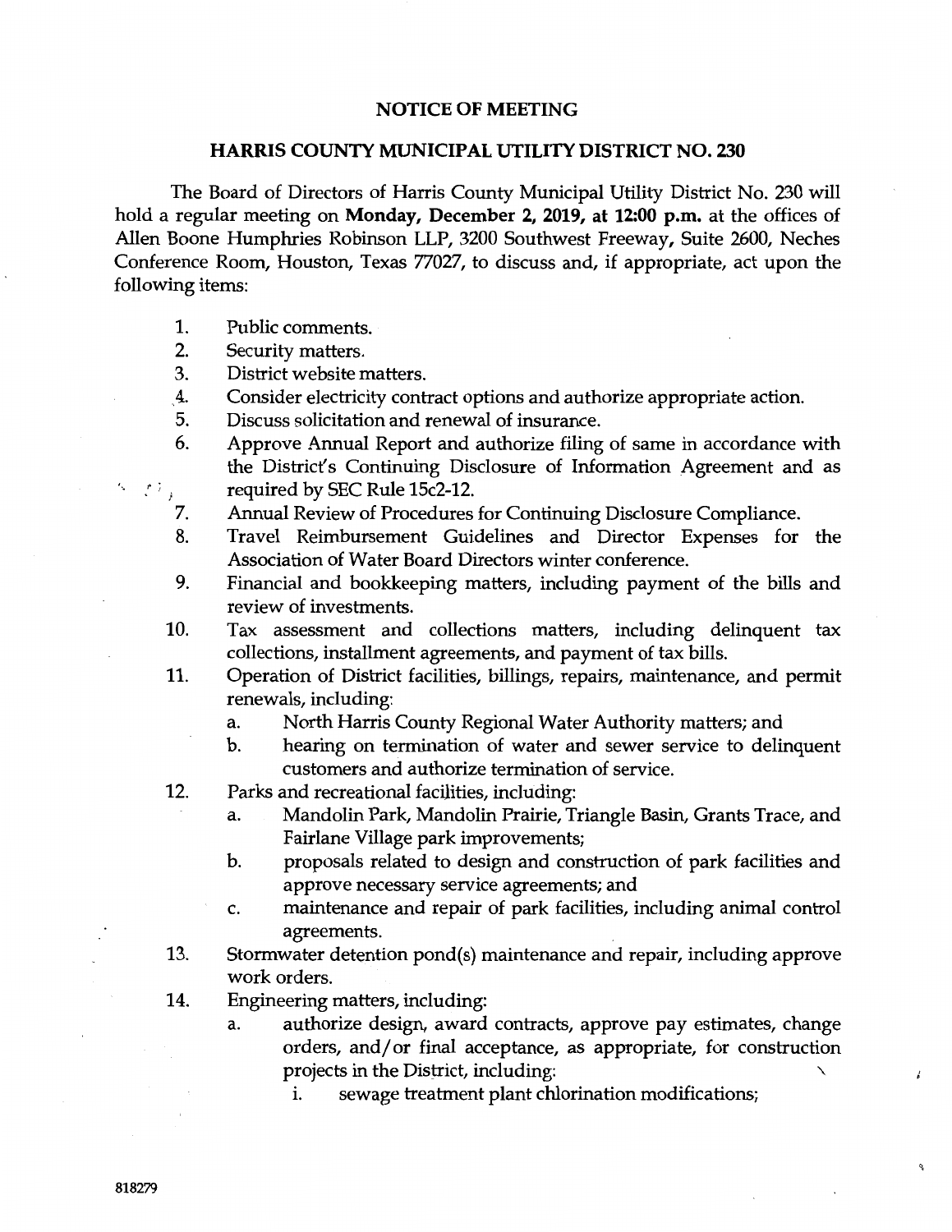# NOTICE OF MEETING

## HARRIS COUNTY MUNICIPAL UTILITY DISTRICT NO. 230

The Board of Directors of Harris County Municipal Utility District No. 230 will hold a regular meeting on **Monday, December 2, 2019, at 12:00 p.m.** at the offices of Allen Boone Humphries Robinson LLP, 3200 Southwest Freeway, Suite 2600, Neches Conference Room, Houston, Texas 77027, to discuss and, if appropriate, act upon the following items:

1. Public comments.
2. Security matters.
3. District website matters.
4. Consider electricity contract options and authorize appropriate action.
5. Discuss solicitation and renewal of insurance.
6. Approve Annual Report and authorize filing of same in accordance with the District's Continuing Disclosure of Information Agreement and as required by SEC Rule 15c2-12.
7. Annual Review of Procedures for Continuing Disclosure Compliance.
8. Travel Reimbursement Guidelines and Director Expenses for the Association of Water Board Directors winter conference.
9. Financial and bookkeeping matters, including payment of the bills and review of investments.
10. Tax assessment and collections matters, including delinquent tax collections, installment agreements, and payment of tax bills.
11. Operation of District facilities, billings, repairs, maintenance, and permit renewals, including:
    a. North Harris County Regional Water Authority matters; and
    b. hearing on termination of water and sewer service to delinquent customers and authorize termination of service.
12. Parks and recreational facilities, including:
    a. Mandolin Park, Mandolin Prairie, Triangle Basin, Grants Trace, and Fairlane Village park improvements;
    b. proposals related to design and construction of park facilities and approve necessary service agreements; and
    c. maintenance and repair of park facilities, including animal control agreements.
13. Stormwater detention pond(s) maintenance and repair, including approve work orders.
14. Engineering matters, including:
    a. authorize design, award contracts, approve pay estimates, change orders, and/or final acceptance, as appropriate, for construction projects in the District, including:
        i. sewage treatment plant chlorination modifications;

818279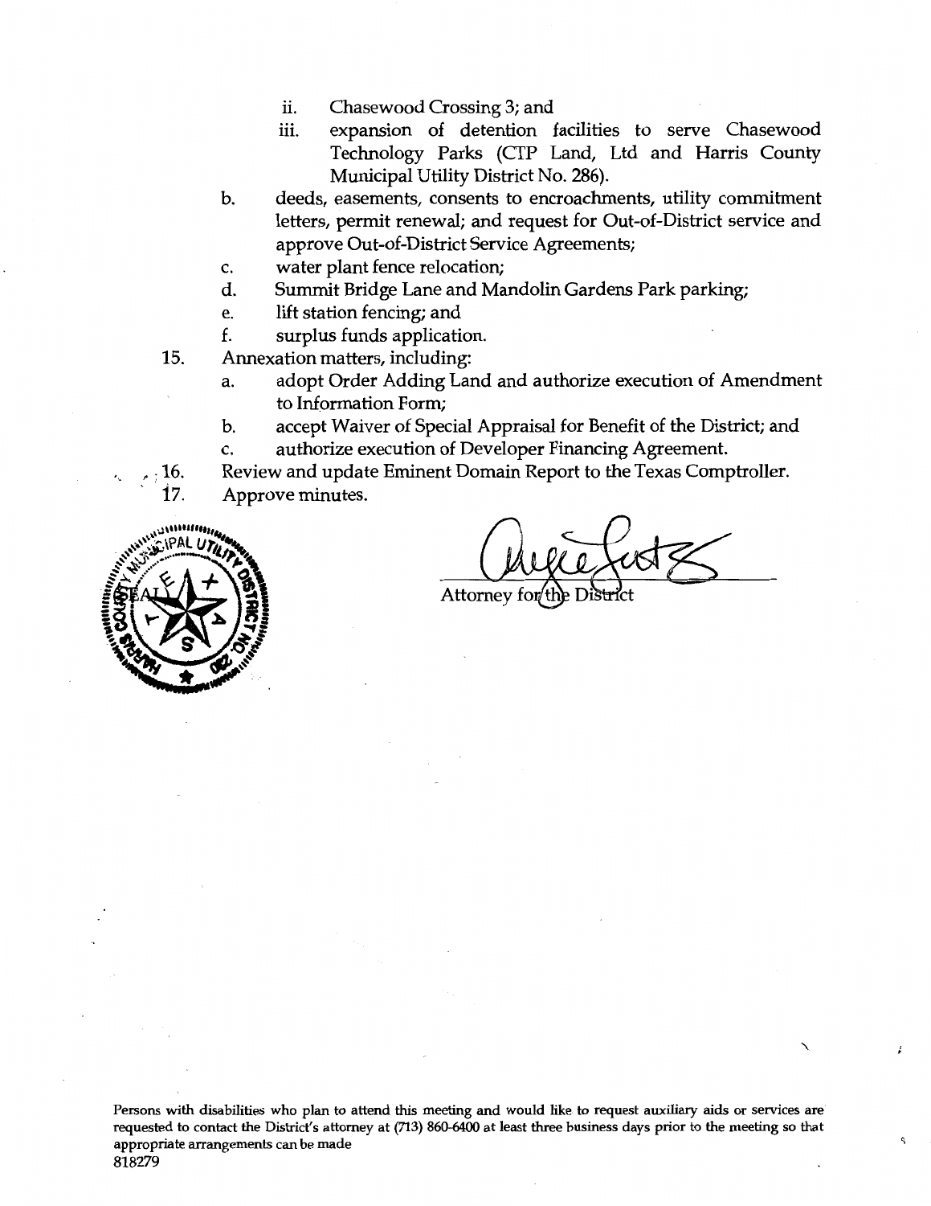- ii. Chasewood Crossing 3; and
- iii. expansion of detention facilities to serve Chasewood Technology Parks (CTP Land, Ltd and Harris County Municipal Utility District No. 286).

b. deeds, easements, consents to encroachments, utility commitment letters, permit renewal; and request for Out-of-District service and approve Out-of-District Service Agreements;

c. water plant fence relocation;

d. Summit Bridge Lane and Mandolin Gardens Park parking;

e. lift station fencing; and

f. surplus funds application.

15. Annexation matters, including:
    a. adopt Order Adding Land and authorize execution of Amendment to Information Form;
    b. accept Waiver of Special Appraisal for Benefit of the District; and
    c. authorize execution of Developer Financing Agreement.

16. Review and update Eminent Domain Report to the Texas Comptroller.

17. Approve minutes.

(SEAL)

Attorney for the District

Persons with disabilities who plan to attend this meeting and would like to request auxiliary aids or services are requested to contact the District's attorney at (713) 860-6400 at least three business days prior to the meeting so that appropriate arrangements can be made

818279